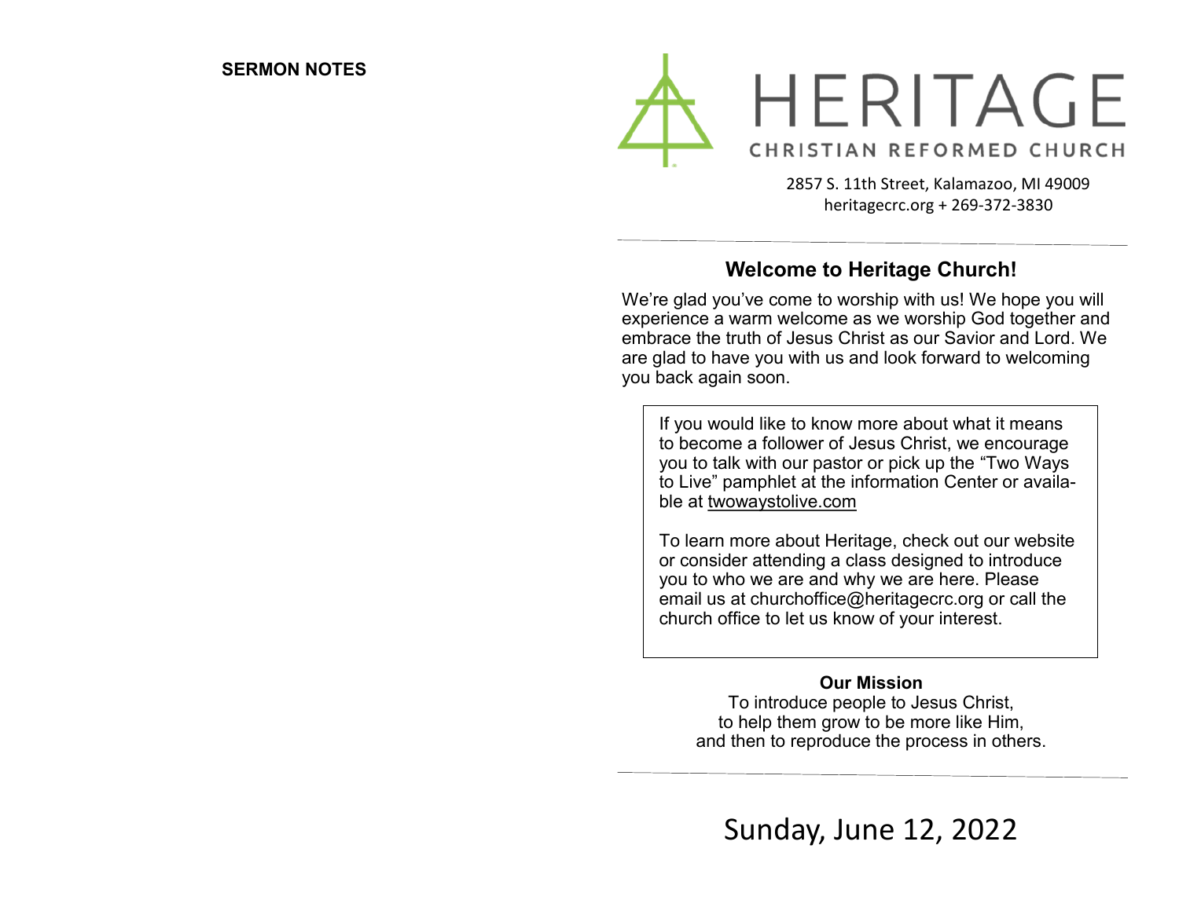**SERMON NOTES**

# HERITAGE

CHRISTIAN REFORMED CHURCH

2857 S. 11th Street, Kalamazoo, MI 49009
heritagecrc.org + 269-372-3830

---

## Welcome to Heritage Church!

We're glad you've come to worship with us! We hope you will experience a warm welcome as we worship God together and embrace the truth of Jesus Christ as our Savior and Lord. We are glad to have you with us and look forward to welcoming you back again soon.

> If you would like to know more about what it means to become a follower of Jesus Christ, we encourage you to talk with our pastor or pick up the "Two Ways to Live" pamphlet at the information Center or available at twowaystolive.com
>
> To learn more about Heritage, check out our website or consider attending a class designed to introduce you to who we are and why we are here. Please email us at churchoffice@heritagecrc.org or call the church office to let us know of your interest.

**Our Mission**

To introduce people to Jesus Christ,
to help them grow to be more like Him,
and then to reproduce the process in others.

---

Sunday, June 12, 2022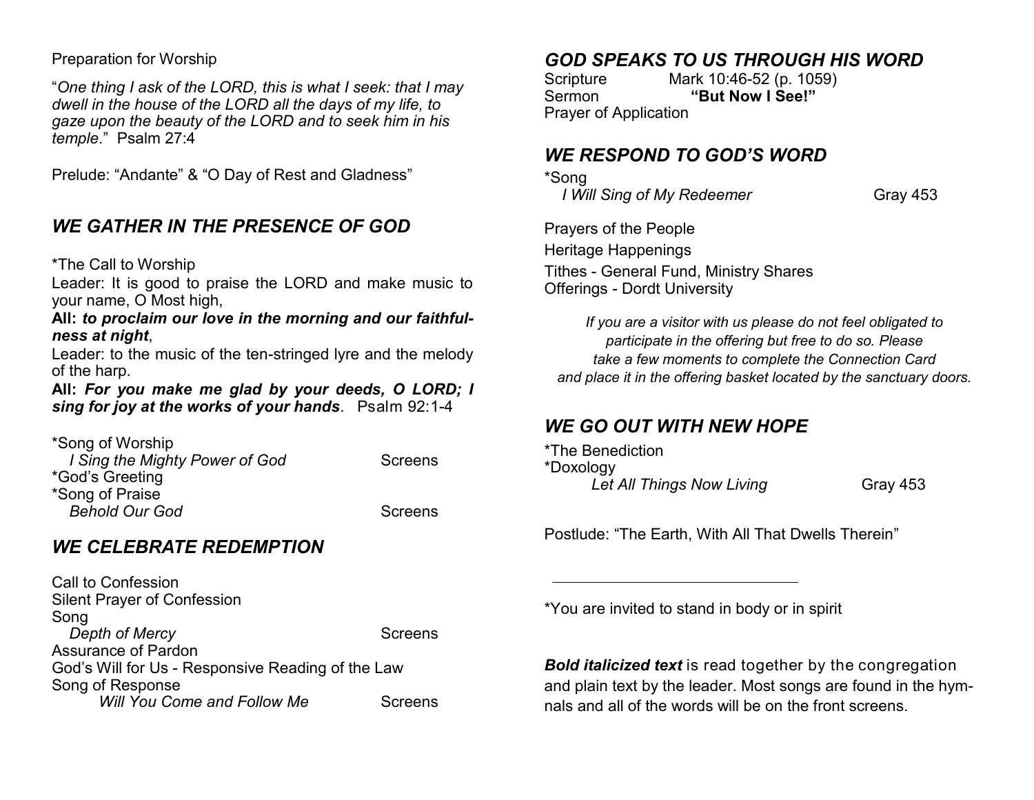Preparation for Worship

"*One thing I ask of the LORD, this is what I seek: that I may dwell in the house of the LORD all the days of my life, to gaze upon the beauty of the LORD and to seek him in his temple*." Psalm 27:4

Prelude: "Andante" & "O Day of Rest and Gladness"

## *WE GATHER IN THE PRESENCE OF GOD*

*The Call to Worship

Leader: It is good to praise the LORD and make music to your name, O Most high,

**All:** ***to proclaim our love in the morning and our faithfulness at night***,

Leader: to the music of the ten-stringed lyre and the melody of the harp.

**All:** ***For you make me glad by your deeds, O LORD; I sing for joy at the works of your hands***. Psalm 92:1-4

*Song of Worship
*I Sing the Mighty Power of God* — Screens

*God's Greeting

*Song of Praise
*Behold Our God* — Screens

## *WE CELEBRATE REDEMPTION*

Call to Confession

Silent Prayer of Confession

Song
*Depth of Mercy* — Screens

Assurance of Pardon

God's Will for Us - Responsive Reading of the Law

Song of Response
*Will You Come and Follow Me* — Screens

## *GOD SPEAKS TO US THROUGH HIS WORD*

Scripture — Mark 10:46-52 (p. 1059)

Sermon — **"But Now I See!"**

Prayer of Application

## *WE RESPOND TO GOD'S WORD*

*Song
*I Will Sing of My Redeemer* — Gray 453

Prayers of the People

Heritage Happenings

Tithes - General Fund, Ministry Shares
Offerings - Dordt University

*If you are a visitor with us please do not feel obligated to participate in the offering but free to do so. Please take a few moments to complete the Connection Card and place it in the offering basket located by the sanctuary doors.*

## *WE GO OUT WITH NEW HOPE*

*The Benediction

*Doxology
*Let All Things Now Living* — Gray 453

Postlude: "The Earth, With All That Dwells Therein"

---

*You are invited to stand in body or in spirit

***Bold italicized text*** is read together by the congregation and plain text by the leader. Most songs are found in the hymnals and all of the words will be on the front screens.